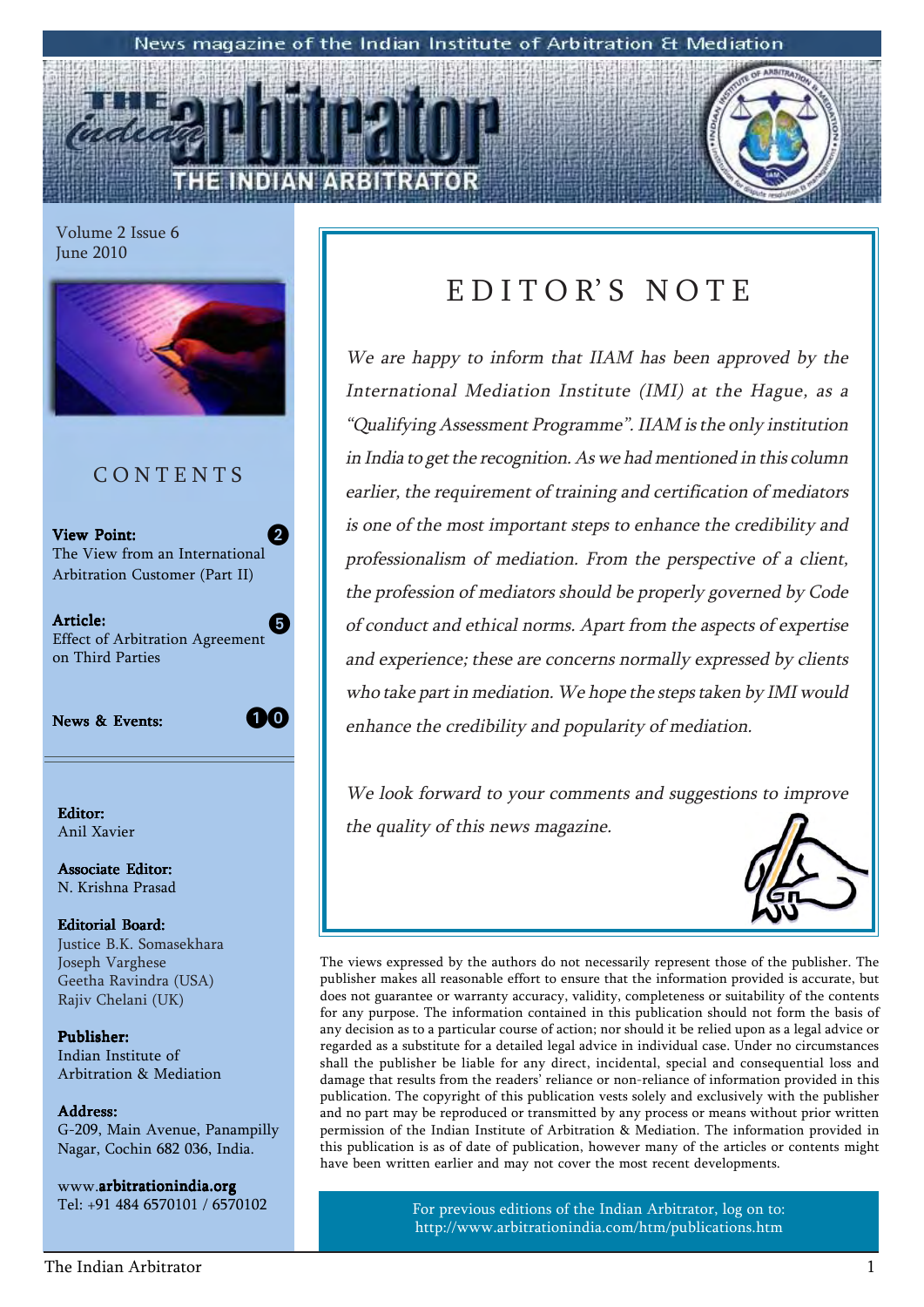News magazine of the Indian Institute of Arbitration & Mediation

# THE INDIAN ARBITRATOR

Volume 2 Issue 6
June 2010

## CONTENTS

**View Point:** 2
The View from an International Arbitration Customer (Part II)

**Article:** 5
Effect of Arbitration Agreement on Third Parties

**News & Events:** 10

**Editor:**
Anil Xavier

**Associate Editor:**
N. Krishna Prasad

**Editorial Board:**
Justice B.K. Somasekhara
Joseph Varghese
Geetha Ravindra (USA)
Rajiv Chelani (UK)

**Publisher:**
Indian Institute of Arbitration & Mediation

**Address:**
G-209, Main Avenue, Panampilly Nagar, Cochin 682 036, India.

www.**arbitrationindia.org**
Tel: +91 484 6570101 / 6570102

## EDITOR'S NOTE

*We are happy to inform that IIAM has been approved by the International Mediation Institute (IMI) at the Hague, as a "Qualifying Assessment Programme". IIAM is the only institution in India to get the recognition. As we had mentioned in this column earlier, the requirement of training and certification of mediators is one of the most important steps to enhance the credibility and professionalism of mediation. From the perspective of a client, the profession of mediators should be properly governed by Code of conduct and ethical norms. Apart from the aspects of expertise and experience; these are concerns normally expressed by clients who take part in mediation. We hope the steps taken by IMI would enhance the credibility and popularity of mediation.*

*We look forward to your comments and suggestions to improve the quality of this news magazine.*

The views expressed by the authors do not necessarily represent those of the publisher. The publisher makes all reasonable effort to ensure that the information provided is accurate, but does not guarantee or warranty accuracy, validity, completeness or suitability of the contents for any purpose. The information contained in this publication should not form the basis of any decision as to a particular course of action; nor should it be relied upon as a legal advice or regarded as a substitute for a detailed legal advice in individual case. Under no circumstances shall the publisher be liable for any direct, incidental, special and consequential loss and damage that results from the readers' reliance or non-reliance of information provided in this publication. The copyright of this publication vests solely and exclusively with the publisher and no part may be reproduced or transmitted by any process or means without prior written permission of the Indian Institute of Arbitration & Mediation. The information provided in this publication is as of date of publication, however many of the articles or contents might have been written earlier and may not cover the most recent developments.

For previous editions of the Indian Arbitrator, log on to: http://www.arbitrationindia.com/htm/publications.htm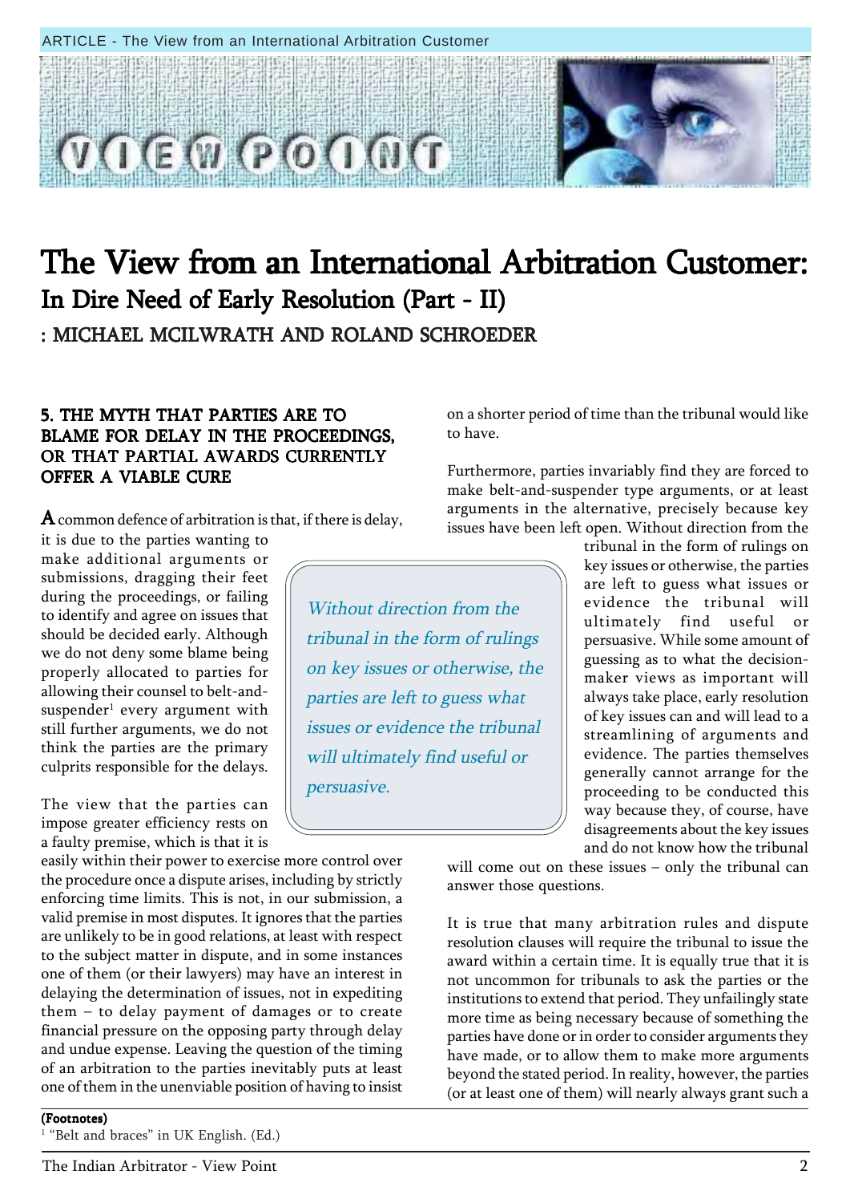# The View from an International Arbitration Customer:

## In Dire Need of Early Resolution (Part - II)

: MICHAEL MCILWRATH AND ROLAND SCHROEDER

### 5. THE MYTH THAT PARTIES ARE TO BLAME FOR DELAY IN THE PROCEEDINGS, OR THAT PARTIAL AWARDS CURRENTLY OFFER A VIABLE CURE

A common defence of arbitration is that, if there is delay, it is due to the parties wanting to make additional arguments or submissions, dragging their feet during the proceedings, or failing to identify and agree on issues that should be decided early. Although we do not deny some blame being properly allocated to parties for allowing their counsel to belt-and-suspender[1] every argument with still further arguments, we do not think the parties are the primary culprits responsible for the delays.

The view that the parties can impose greater efficiency rests on a faulty premise, which is that it is easily within their power to exercise more control over the procedure once a dispute arises, including by strictly enforcing time limits. This is not, in our submission, a valid premise in most disputes. It ignores that the parties are unlikely to be in good relations, at least with respect to the subject matter in dispute, and in some instances one of them (or their lawyers) may have an interest in delaying the determination of issues, not in expediting them – to delay payment of damages or to create financial pressure on the opposing party through delay and undue expense. Leaving the question of the timing of an arbitration to the parties inevitably puts at least one of them in the unenviable position of having to insist on a shorter period of time than the tribunal would like to have.

> *Without direction from the tribunal in the form of rulings on key issues or otherwise, the parties are left to guess what issues or evidence the tribunal will ultimately find useful or persuasive.*

Furthermore, parties invariably find they are forced to make belt-and-suspender type arguments, or at least arguments in the alternative, precisely because key issues have been left open. Without direction from the tribunal in the form of rulings on key issues or otherwise, the parties are left to guess what issues or evidence the tribunal will ultimately find useful or persuasive. While some amount of guessing as to what the decision-maker views as important will always take place, early resolution of key issues can and will lead to a streamlining of arguments and evidence. The parties themselves generally cannot arrange for the proceeding to be conducted this way because they, of course, have disagreements about the key issues and do not know how the tribunal will come out on these issues – only the tribunal can answer those questions.

It is true that many arbitration rules and dispute resolution clauses will require the tribunal to issue the award within a certain time. It is equally true that it is not uncommon for tribunals to ask the parties or the institutions to extend that period. They unfailingly state more time as being necessary because of something the parties have done or in order to consider arguments they have made, or to allow them to make more arguments beyond the stated period. In reality, however, the parties (or at least one of them) will nearly always grant such a

---

(Footnotes)

[1] "Belt and braces" in UK English. (Ed.)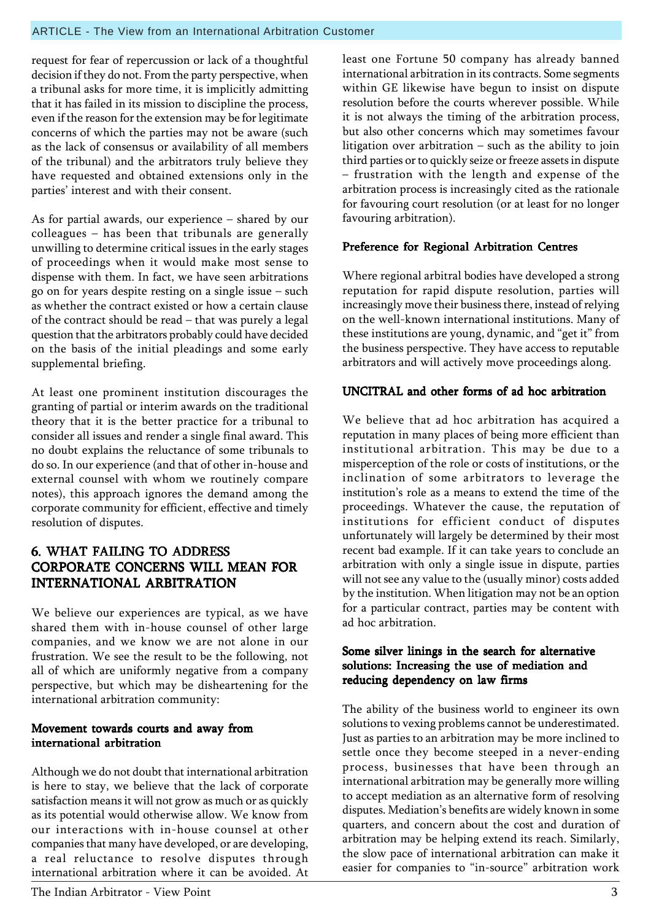request for fear of repercussion or lack of a thoughtful decision if they do not. From the party perspective, when a tribunal asks for more time, it is implicitly admitting that it has failed in its mission to discipline the process, even if the reason for the extension may be for legitimate concerns of which the parties may not be aware (such as the lack of consensus or availability of all members of the tribunal) and the arbitrators truly believe they have requested and obtained extensions only in the parties' interest and with their consent.

As for partial awards, our experience – shared by our colleagues – has been that tribunals are generally unwilling to determine critical issues in the early stages of proceedings when it would make most sense to dispense with them. In fact, we have seen arbitrations go on for years despite resting on a single issue – such as whether the contract existed or how a certain clause of the contract should be read – that was purely a legal question that the arbitrators probably could have decided on the basis of the initial pleadings and some early supplemental briefing.

At least one prominent institution discourages the granting of partial or interim awards on the traditional theory that it is the better practice for a tribunal to consider all issues and render a single final award. This no doubt explains the reluctance of some tribunals to do so. In our experience (and that of other in-house and external counsel with whom we routinely compare notes), this approach ignores the demand among the corporate community for efficient, effective and timely resolution of disputes.

## 6. WHAT FAILING TO ADDRESS CORPORATE CONCERNS WILL MEAN FOR INTERNATIONAL ARBITRATION

We believe our experiences are typical, as we have shared them with in-house counsel of other large companies, and we know we are not alone in our frustration. We see the result to be the following, not all of which are uniformly negative from a company perspective, but which may be disheartening for the international arbitration community:

### Movement towards courts and away from international arbitration

Although we do not doubt that international arbitration is here to stay, we believe that the lack of corporate satisfaction means it will not grow as much or as quickly as its potential would otherwise allow. We know from our interactions with in-house counsel at other companies that many have developed, or are developing, a real reluctance to resolve disputes through international arbitration where it can be avoided. At least one Fortune 50 company has already banned international arbitration in its contracts. Some segments within GE likewise have begun to insist on dispute resolution before the courts wherever possible. While it is not always the timing of the arbitration process, but also other concerns which may sometimes favour litigation over arbitration – such as the ability to join third parties or to quickly seize or freeze assets in dispute – frustration with the length and expense of the arbitration process is increasingly cited as the rationale for favouring court resolution (or at least for no longer favouring arbitration).

### Preference for Regional Arbitration Centres

Where regional arbitral bodies have developed a strong reputation for rapid dispute resolution, parties will increasingly move their business there, instead of relying on the well-known international institutions. Many of these institutions are young, dynamic, and "get it" from the business perspective. They have access to reputable arbitrators and will actively move proceedings along.

### UNCITRAL and other forms of ad hoc arbitration

We believe that ad hoc arbitration has acquired a reputation in many places of being more efficient than institutional arbitration. This may be due to a misperception of the role or costs of institutions, or the inclination of some arbitrators to leverage the institution's role as a means to extend the time of the proceedings. Whatever the cause, the reputation of institutions for efficient conduct of disputes unfortunately will largely be determined by their most recent bad example. If it can take years to conclude an arbitration with only a single issue in dispute, parties will not see any value to the (usually minor) costs added by the institution. When litigation may not be an option for a particular contract, parties may be content with ad hoc arbitration.

### Some silver linings in the search for alternative solutions: Increasing the use of mediation and reducing dependency on law firms

The ability of the business world to engineer its own solutions to vexing problems cannot be underestimated. Just as parties to an arbitration may be more inclined to settle once they become steeped in a never-ending process, businesses that have been through an international arbitration may be generally more willing to accept mediation as an alternative form of resolving disputes. Mediation's benefits are widely known in some quarters, and concern about the cost and duration of arbitration may be helping extend its reach. Similarly, the slow pace of international arbitration can make it easier for companies to "in-source" arbitration work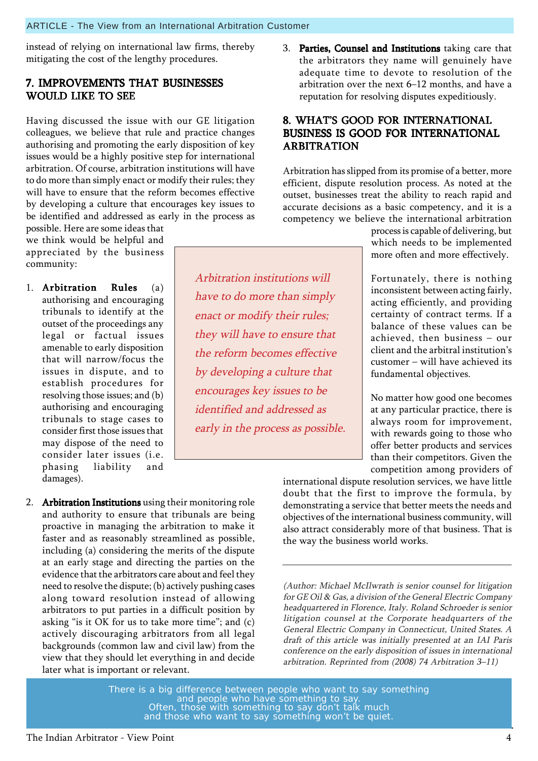instead of relying on international law firms, thereby mitigating the cost of the lengthy procedures.

## 7. IMPROVEMENTS THAT BUSINESSES WOULD LIKE TO SEE

Having discussed the issue with our GE litigation colleagues, we believe that rule and practice changes authorising and promoting the early disposition of key issues would be a highly positive step for international arbitration. Of course, arbitration institutions will have to do more than simply enact or modify their rules; they will have to ensure that the reform becomes effective by developing a culture that encourages key issues to be identified and addressed as early in the process as possible. Here are some ideas that we think would be helpful and appreciated by the business community:

*Arbitration institutions will have to do more than simply enact or modify their rules; they will have to ensure that the reform becomes effective by developing a culture that encourages key issues to be identified and addressed as early in the process as possible.*

1. **Arbitration Rules** (a) authorising and encouraging tribunals to identify at the outset of the proceedings any legal or factual issues amenable to early disposition that will narrow/focus the issues in dispute, and to establish procedures for resolving those issues; and (b) authorising and encouraging tribunals to stage cases to consider first those issues that may dispose of the need to consider later issues (i.e. phasing liability and damages).

2. **Arbitration Institutions** using their monitoring role and authority to ensure that tribunals are being proactive in managing the arbitration to make it faster and as reasonably streamlined as possible, including (a) considering the merits of the dispute at an early stage and directing the parties on the evidence that the arbitrators care about and feel they need to resolve the dispute; (b) actively pushing cases along toward resolution instead of allowing arbitrators to put parties in a difficult position by asking "is it OK for us to take more time"; and (c) actively discouraging arbitrators from all legal backgrounds (common law and civil law) from the view that they should let everything in and decide later what is important or relevant.

3. **Parties, Counsel and Institutions** taking care that the arbitrators they name will genuinely have adequate time to devote to resolution of the arbitration over the next 6–12 months, and have a reputation for resolving disputes expeditiously.

## 8. WHAT'S GOOD FOR INTERNATIONAL BUSINESS IS GOOD FOR INTERNATIONAL ARBITRATION

Arbitration has slipped from its promise of a better, more efficient, dispute resolution process. As noted at the outset, businesses treat the ability to reach rapid and accurate decisions as a basic competency, and it is a competency we believe the international arbitration process is capable of delivering, but which needs to be implemented more often and more effectively.

Fortunately, there is nothing inconsistent between acting fairly, acting efficiently, and providing certainty of contract terms. If a balance of these values can be achieved, then business – our client and the arbitral institution's customer – will have achieved its fundamental objectives.

No matter how good one becomes at any particular practice, there is always room for improvement, with rewards going to those who offer better products and services than their competitors. Given the competition among providers of international dispute resolution services, we have little doubt that the first to improve the formula, by demonstrating a service that better meets the needs and objectives of the international business community, will also attract considerably more of that business. That is the way the business world works.

---

*(Author: Michael McIlwrath is senior counsel for litigation for GE Oil & Gas, a division of the General Electric Company headquartered in Florence, Italy. Roland Schroeder is senior litigation counsel at the Corporate headquarters of the General Electric Company in Connecticut, United States. A draft of this article was initially presented at an IAI Paris conference on the early disposition of issues in international arbitration. Reprinted from (2008) 74 Arbitration 3–11)*

There is a big difference between people who want to say something and people who have something to say.
Often, those with something to say don't talk much and those who want to say something won't be quiet.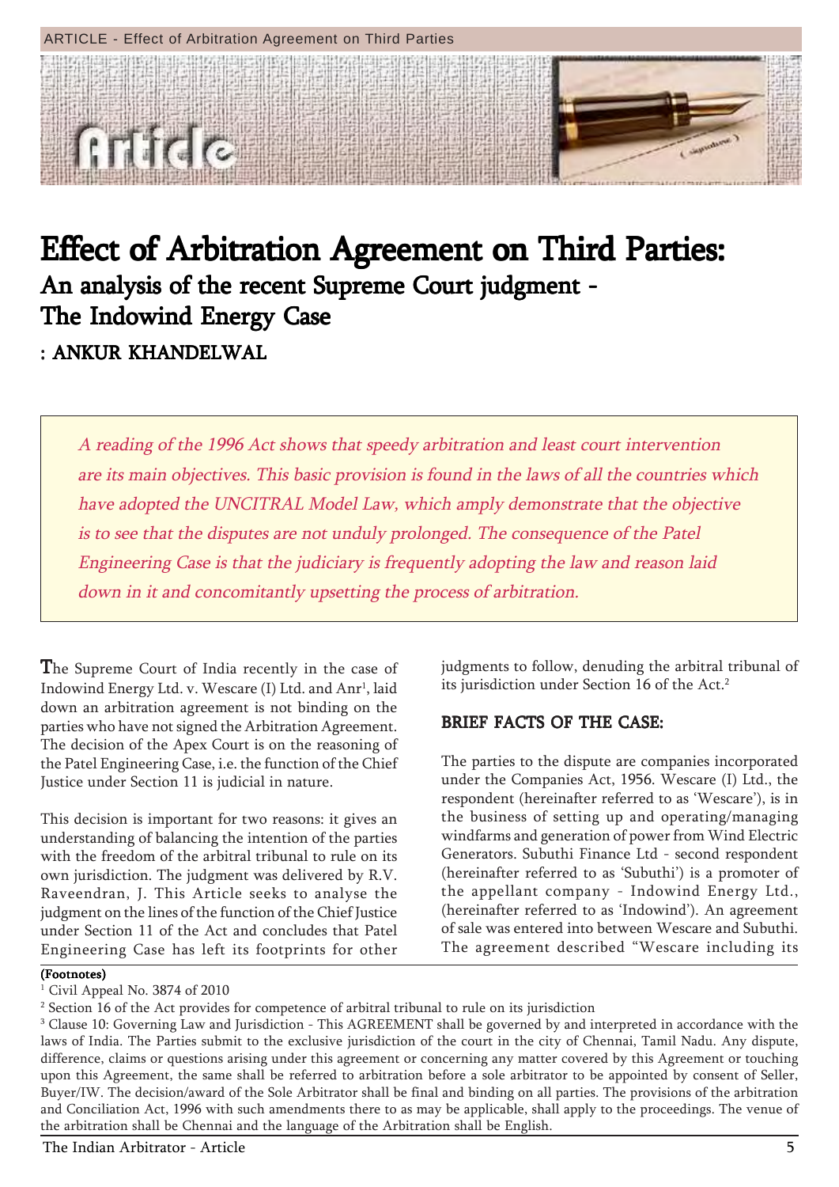# Effect of Arbitration Agreement on Third Parties:

## An analysis of the recent Supreme Court judgment - The Indowind Energy Case

**: ANKUR KHANDELWAL**

*A reading of the 1996 Act shows that speedy arbitration and least court intervention are its main objectives. This basic provision is found in the laws of all the countries which have adopted the UNCITRAL Model Law, which amply demonstrate that the objective is to see that the disputes are not unduly prolonged. The consequence of the Patel Engineering Case is that the judiciary is frequently adopting the law and reason laid down in it and concomitantly upsetting the process of arbitration.*

The Supreme Court of India recently in the case of Indowind Energy Ltd. v. Wescare (I) Ltd. and Anr[1], laid down an arbitration agreement is not binding on the parties who have not signed the Arbitration Agreement. The decision of the Apex Court is on the reasoning of the Patel Engineering Case, i.e. the function of the Chief Justice under Section 11 is judicial in nature.

This decision is important for two reasons: it gives an understanding of balancing the intention of the parties with the freedom of the arbitral tribunal to rule on its own jurisdiction. The judgment was delivered by R.V. Raveendran, J. This Article seeks to analyse the judgment on the lines of the function of the Chief Justice under Section 11 of the Act and concludes that Patel Engineering Case has left its footprints for other judgments to follow, denuding the arbitral tribunal of its jurisdiction under Section 16 of the Act.[2]

### BRIEF FACTS OF THE CASE:

The parties to the dispute are companies incorporated under the Companies Act, 1956. Wescare (I) Ltd., the respondent (hereinafter referred to as 'Wescare'), is in the business of setting up and operating/managing windfarms and generation of power from Wind Electric Generators. Subuthi Finance Ltd - second respondent (hereinafter referred to as 'Subuthi') is a promoter of the appellant company - Indowind Energy Ltd., (hereinafter referred to as 'Indowind'). An agreement of sale was entered into between Wescare and Subuthi. The agreement described "Wescare including its

**(Footnotes)**

[1] Civil Appeal No. 3874 of 2010

[2] Section 16 of the Act provides for competence of arbitral tribunal to rule on its jurisdiction

[3] Clause 10: Governing Law and Jurisdiction - This AGREEMENT shall be governed by and interpreted in accordance with the laws of India. The Parties submit to the exclusive jurisdiction of the court in the city of Chennai, Tamil Nadu. Any dispute, difference, claims or questions arising under this agreement or concerning any matter covered by this Agreement or touching upon this Agreement, the same shall be referred to arbitration before a sole arbitrator to be appointed by consent of Seller, Buyer/IW. The decision/award of the Sole Arbitrator shall be final and binding on all parties. The provisions of the arbitration and Conciliation Act, 1996 with such amendments there to as may be applicable, shall apply to the proceedings. The venue of the arbitration shall be Chennai and the language of the Arbitration shall be English.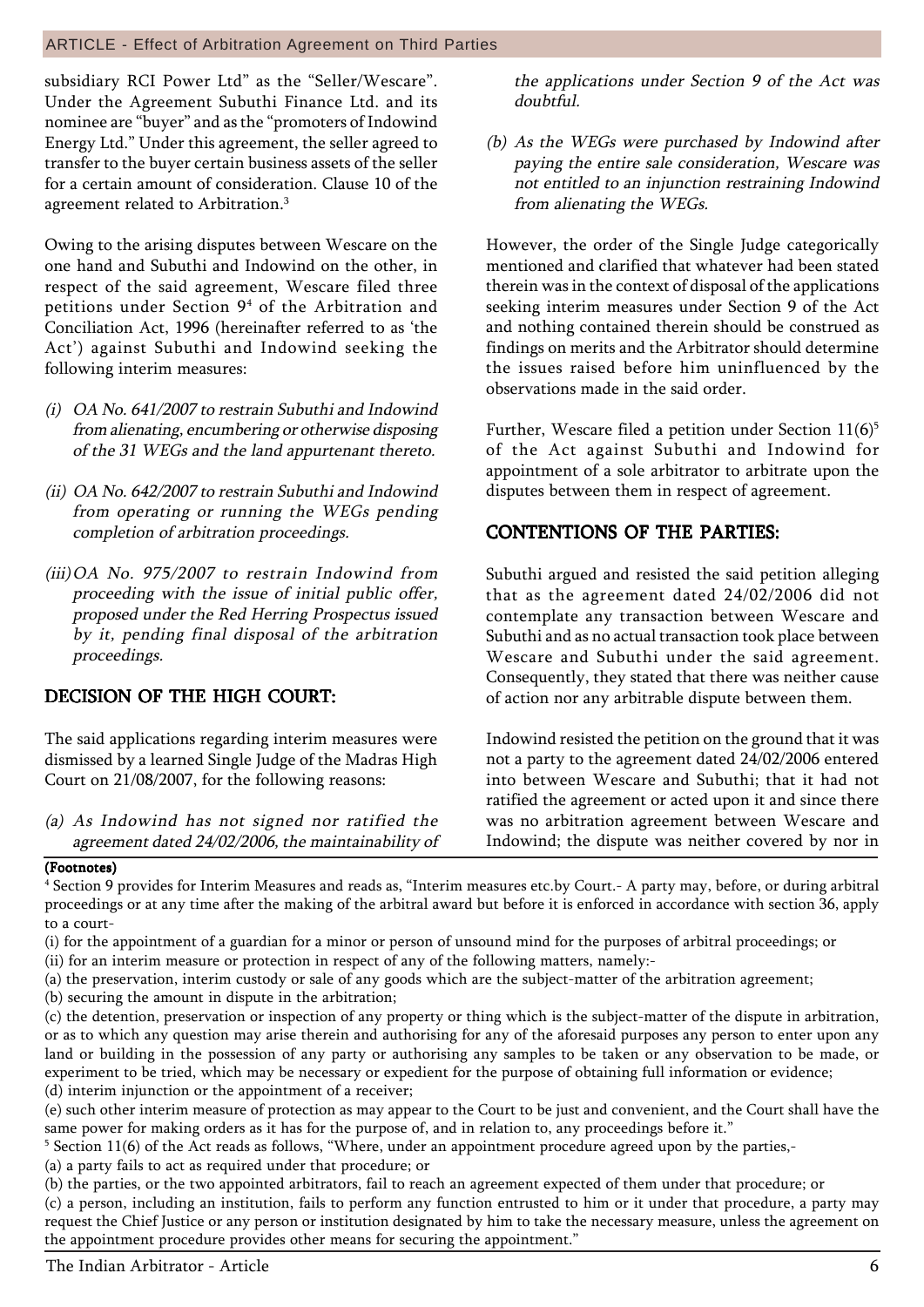subsidiary RCI Power Ltd" as the "Seller/Wescare". Under the Agreement Subuthi Finance Ltd. and its nominee are "buyer" and as the "promoters of Indowind Energy Ltd." Under this agreement, the seller agreed to transfer to the buyer certain business assets of the seller for a certain amount of consideration. Clause 10 of the agreement related to Arbitration.[3]

Owing to the arising disputes between Wescare on the one hand and Subuthi and Indowind on the other, in respect of the said agreement, Wescare filed three petitions under Section 9[4] of the Arbitration and Conciliation Act, 1996 (hereinafter referred to as 'the Act') against Subuthi and Indowind seeking the following interim measures:

(i) *OA No. 641/2007 to restrain Subuthi and Indowind from alienating, encumbering or otherwise disposing of the 31 WEGs and the land appurtenant thereto.*

(ii) *OA No. 642/2007 to restrain Subuthi and Indowind from operating or running the WEGs pending completion of arbitration proceedings.*

(iii) *OA No. 975/2007 to restrain Indowind from proceeding with the issue of initial public offer, proposed under the Red Herring Prospectus issued by it, pending final disposal of the arbitration proceedings.*

## DECISION OF THE HIGH COURT:

The said applications regarding interim measures were dismissed by a learned Single Judge of the Madras High Court on 21/08/2007, for the following reasons:

(a) *As Indowind has not signed nor ratified the agreement dated 24/02/2006, the maintainability of the applications under Section 9 of the Act was doubtful.*

(b) *As the WEGs were purchased by Indowind after paying the entire sale consideration, Wescare was not entitled to an injunction restraining Indowind from alienating the WEGs.*

However, the order of the Single Judge categorically mentioned and clarified that whatever had been stated therein was in the context of disposal of the applications seeking interim measures under Section 9 of the Act and nothing contained therein should be construed as findings on merits and the Arbitrator should determine the issues raised before him uninfluenced by the observations made in the said order.

Further, Wescare filed a petition under Section 11(6)[5] of the Act against Subuthi and Indowind for appointment of a sole arbitrator to arbitrate upon the disputes between them in respect of agreement.

## CONTENTIONS OF THE PARTIES:

Subuthi argued and resisted the said petition alleging that as the agreement dated 24/02/2006 did not contemplate any transaction between Wescare and Subuthi and as no actual transaction took place between Wescare and Subuthi under the said agreement. Consequently, they stated that there was neither cause of action nor any arbitrable dispute between them.

Indowind resisted the petition on the ground that it was not a party to the agreement dated 24/02/2006 entered into between Wescare and Subuthi; that it had not ratified the agreement or acted upon it and since there was no arbitration agreement between Wescare and Indowind; the dispute was neither covered by nor in

**(Footnotes)**

[4] Section 9 provides for Interim Measures and reads as, "Interim measures etc.by Court.- A party may, before, or during arbitral proceedings or at any time after the making of the arbitral award but before it is enforced in accordance with section 36, apply to a court-

(i) for the appointment of a guardian for a minor or person of unsound mind for the purposes of arbitral proceedings; or

(ii) for an interim measure or protection in respect of any of the following matters, namely:-

(a) the preservation, interim custody or sale of any goods which are the subject-matter of the arbitration agreement;

(b) securing the amount in dispute in the arbitration;

(c) the detention, preservation or inspection of any property or thing which is the subject-matter of the dispute in arbitration, or as to which any question may arise therein and authorising for any of the aforesaid purposes any person to enter upon any land or building in the possession of any party or authorising any samples to be taken or any observation to be made, or experiment to be tried, which may be necessary or expedient for the purpose of obtaining full information or evidence;

(d) interim injunction or the appointment of a receiver;

(e) such other interim measure of protection as may appear to the Court to be just and convenient, and the Court shall have the same power for making orders as it has for the purpose of, and in relation to, any proceedings before it."

[5] Section 11(6) of the Act reads as follows, "Where, under an appointment procedure agreed upon by the parties,-

(a) a party fails to act as required under that procedure; or

(b) the parties, or the two appointed arbitrators, fail to reach an agreement expected of them under that procedure; or

(c) a person, including an institution, fails to perform any function entrusted to him or it under that procedure, a party may request the Chief Justice or any person or institution designated by him to take the necessary measure, unless the agreement on the appointment procedure provides other means for securing the appointment."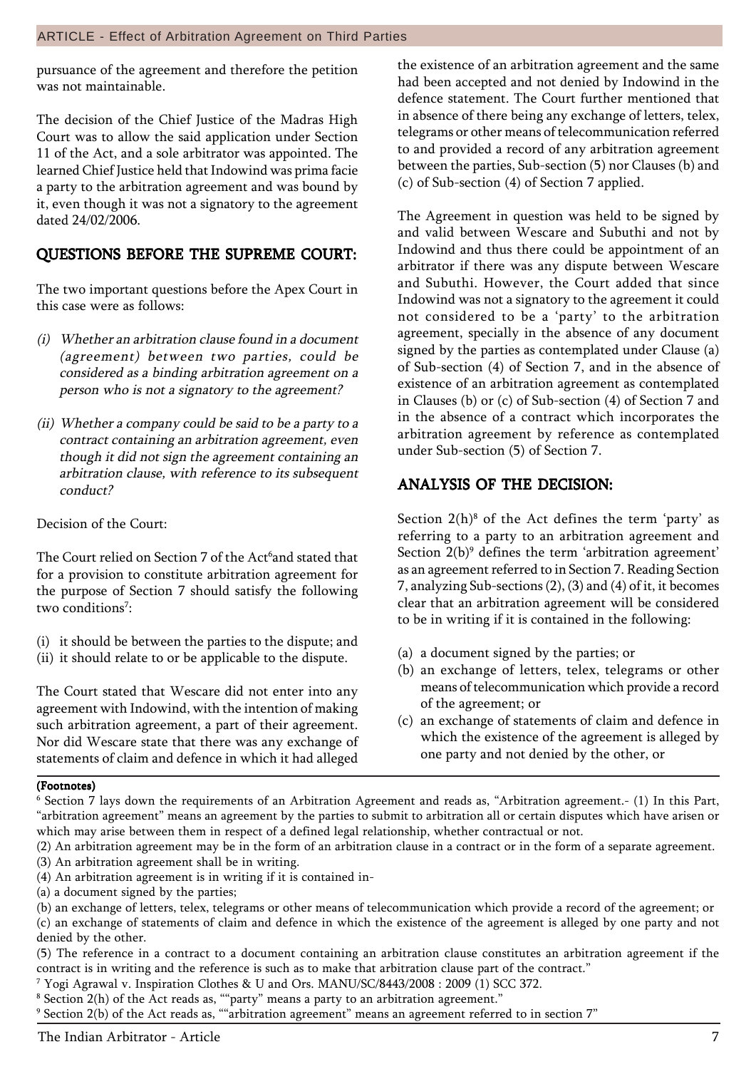pursuance of the agreement and therefore the petition was not maintainable.

The decision of the Chief Justice of the Madras High Court was to allow the said application under Section 11 of the Act, and a sole arbitrator was appointed. The learned Chief Justice held that Indowind was prima facie a party to the arbitration agreement and was bound by it, even though it was not a signatory to the agreement dated 24/02/2006.

## QUESTIONS BEFORE THE SUPREME COURT:

The two important questions before the Apex Court in this case were as follows:

(i) *Whether an arbitration clause found in a document (agreement) between two parties, could be considered as a binding arbitration agreement on a person who is not a signatory to the agreement?*

(ii) *Whether a company could be said to be a party to a contract containing an arbitration agreement, even though it did not sign the agreement containing an arbitration clause, with reference to its subsequent conduct?*

Decision of the Court:

The Court relied on Section 7 of the Act[6] and stated that for a provision to constitute arbitration agreement for the purpose of Section 7 should satisfy the following two conditions[7]:

(i) it should be between the parties to the dispute; and
(ii) it should relate to or be applicable to the dispute.

The Court stated that Wescare did not enter into any agreement with Indowind, with the intention of making such arbitration agreement, a part of their agreement. Nor did Wescare state that there was any exchange of statements of claim and defence in which it had alleged the existence of an arbitration agreement and the same had been accepted and not denied by Indowind in the defence statement. The Court further mentioned that in absence of there being any exchange of letters, telex, telegrams or other means of telecommunication referred to and provided a record of any arbitration agreement between the parties, Sub-section (5) nor Clauses (b) and (c) of Sub-section (4) of Section 7 applied.

The Agreement in question was held to be signed by and valid between Wescare and Subuthi and not by Indowind and thus there could be appointment of an arbitrator if there was any dispute between Wescare and Subuthi. However, the Court added that since Indowind was not a signatory to the agreement it could not considered to be a 'party' to the arbitration agreement, specially in the absence of any document signed by the parties as contemplated under Clause (a) of Sub-section (4) of Section 7, and in the absence of existence of an arbitration agreement as contemplated in Clauses (b) or (c) of Sub-section (4) of Section 7 and in the absence of a contract which incorporates the arbitration agreement by reference as contemplated under Sub-section (5) of Section 7.

## ANALYSIS OF THE DECISION:

Section 2(h)[8] of the Act defines the term 'party' as referring to a party to an arbitration agreement and Section 2(b)[9] defines the term 'arbitration agreement' as an agreement referred to in Section 7. Reading Section 7, analyzing Sub-sections (2), (3) and (4) of it, it becomes clear that an arbitration agreement will be considered to be in writing if it is contained in the following:

(a) a document signed by the parties; or
(b) an exchange of letters, telex, telegrams or other means of telecommunication which provide a record of the agreement; or
(c) an exchange of statements of claim and defence in which the existence of the agreement is alleged by one party and not denied by the other, or

**(Footnotes)**

[6] Section 7 lays down the requirements of an Arbitration Agreement and reads as, "Arbitration agreement.- (1) In this Part, "arbitration agreement" means an agreement by the parties to submit to arbitration all or certain disputes which have arisen or which may arise between them in respect of a defined legal relationship, whether contractual or not.
(2) An arbitration agreement may be in the form of an arbitration clause in a contract or in the form of a separate agreement.
(3) An arbitration agreement shall be in writing.
(4) An arbitration agreement is in writing if it is contained in-
(a) a document signed by the parties;
(b) an exchange of letters, telex, telegrams or other means of telecommunication which provide a record of the agreement; or
(c) an exchange of statements of claim and defence in which the existence of the agreement is alleged by one party and not denied by the other.
(5) The reference in a contract to a document containing an arbitration clause constitutes an arbitration agreement if the contract is in writing and the reference is such as to make that arbitration clause part of the contract."

[7] Yogi Agrawal v. Inspiration Clothes & U and Ors. MANU/SC/8443/2008 : 2009 (1) SCC 372.

[8] Section 2(h) of the Act reads as, ""party" means a party to an arbitration agreement."

[9] Section 2(b) of the Act reads as, ""arbitration agreement" means an agreement referred to in section 7"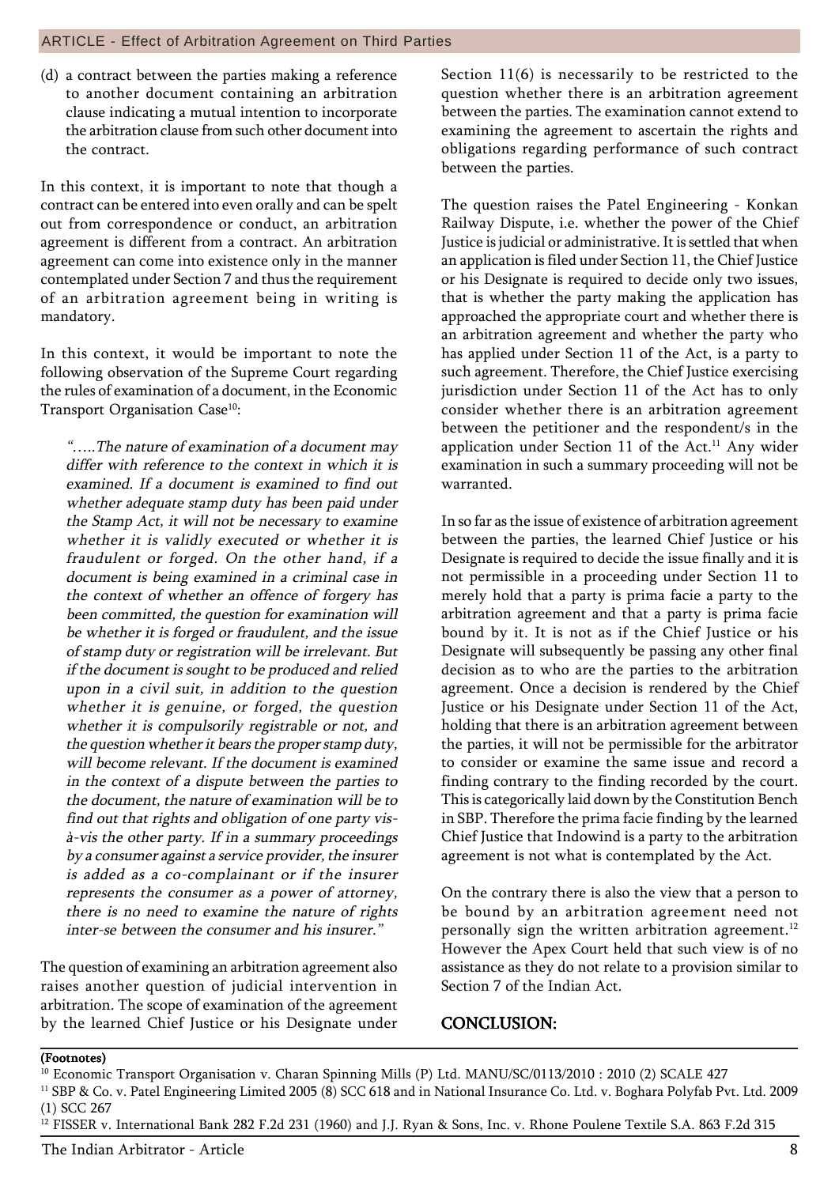(d) a contract between the parties making a reference to another document containing an arbitration clause indicating a mutual intention to incorporate the arbitration clause from such other document into the contract.

In this context, it is important to note that though a contract can be entered into even orally and can be spelt out from correspondence or conduct, an arbitration agreement is different from a contract. An arbitration agreement can come into existence only in the manner contemplated under Section 7 and thus the requirement of an arbitration agreement being in writing is mandatory.

In this context, it would be important to note the following observation of the Supreme Court regarding the rules of examination of a document, in the Economic Transport Organisation Case[10]:

> *"…..The nature of examination of a document may differ with reference to the context in which it is examined. If a document is examined to find out whether adequate stamp duty has been paid under the Stamp Act, it will not be necessary to examine whether it is validly executed or whether it is fraudulent or forged. On the other hand, if a document is being examined in a criminal case in the context of whether an offence of forgery has been committed, the question for examination will be whether it is forged or fraudulent, and the issue of stamp duty or registration will be irrelevant. But if the document is sought to be produced and relied upon in a civil suit, in addition to the question whether it is genuine, or forged, the question whether it is compulsorily registrable or not, and the question whether it bears the proper stamp duty, will become relevant. If the document is examined in the context of a dispute between the parties to the document, the nature of examination will be to find out that rights and obligation of one party vis-à-vis the other party. If in a summary proceedings by a consumer against a service provider, the insurer is added as a co-complainant or if the insurer represents the consumer as a power of attorney, there is no need to examine the nature of rights inter-se between the consumer and his insurer."*

The question of examining an arbitration agreement also raises another question of judicial intervention in arbitration. The scope of examination of the agreement by the learned Chief Justice or his Designate under Section 11(6) is necessarily to be restricted to the question whether there is an arbitration agreement between the parties. The examination cannot extend to examining the agreement to ascertain the rights and obligations regarding performance of such contract between the parties.

The question raises the Patel Engineering - Konkan Railway Dispute, i.e. whether the power of the Chief Justice is judicial or administrative. It is settled that when an application is filed under Section 11, the Chief Justice or his Designate is required to decide only two issues, that is whether the party making the application has approached the appropriate court and whether there is an arbitration agreement and whether the party who has applied under Section 11 of the Act, is a party to such agreement. Therefore, the Chief Justice exercising jurisdiction under Section 11 of the Act has to only consider whether there is an arbitration agreement between the petitioner and the respondent/s in the application under Section 11 of the Act.[11] Any wider examination in such a summary proceeding will not be warranted.

In so far as the issue of existence of arbitration agreement between the parties, the learned Chief Justice or his Designate is required to decide the issue finally and it is not permissible in a proceeding under Section 11 to merely hold that a party is prima facie a party to the arbitration agreement and that a party is prima facie bound by it. It is not as if the Chief Justice or his Designate will subsequently be passing any other final decision as to who are the parties to the arbitration agreement. Once a decision is rendered by the Chief Justice or his Designate under Section 11 of the Act, holding that there is an arbitration agreement between the parties, it will not be permissible for the arbitrator to consider or examine the same issue and record a finding contrary to the finding recorded by the court. This is categorically laid down by the Constitution Bench in SBP. Therefore the prima facie finding by the learned Chief Justice that Indowind is a party to the arbitration agreement is not what is contemplated by the Act.

On the contrary there is also the view that a person to be bound by an arbitration agreement need not personally sign the written arbitration agreement.[12] However the Apex Court held that such view is of no assistance as they do not relate to a provision similar to Section 7 of the Indian Act.

## CONCLUSION:

**(Footnotes)**

[10] Economic Transport Organisation v. Charan Spinning Mills (P) Ltd. MANU/SC/0113/2010 : 2010 (2) SCALE 427

[11] SBP & Co. v. Patel Engineering Limited 2005 (8) SCC 618 and in National Insurance Co. Ltd. v. Boghara Polyfab Pvt. Ltd. 2009 (1) SCC 267

[12] FISSER v. International Bank 282 F.2d 231 (1960) and J.J. Ryan & Sons, Inc. v. Rhone Poulene Textile S.A. 863 F.2d 315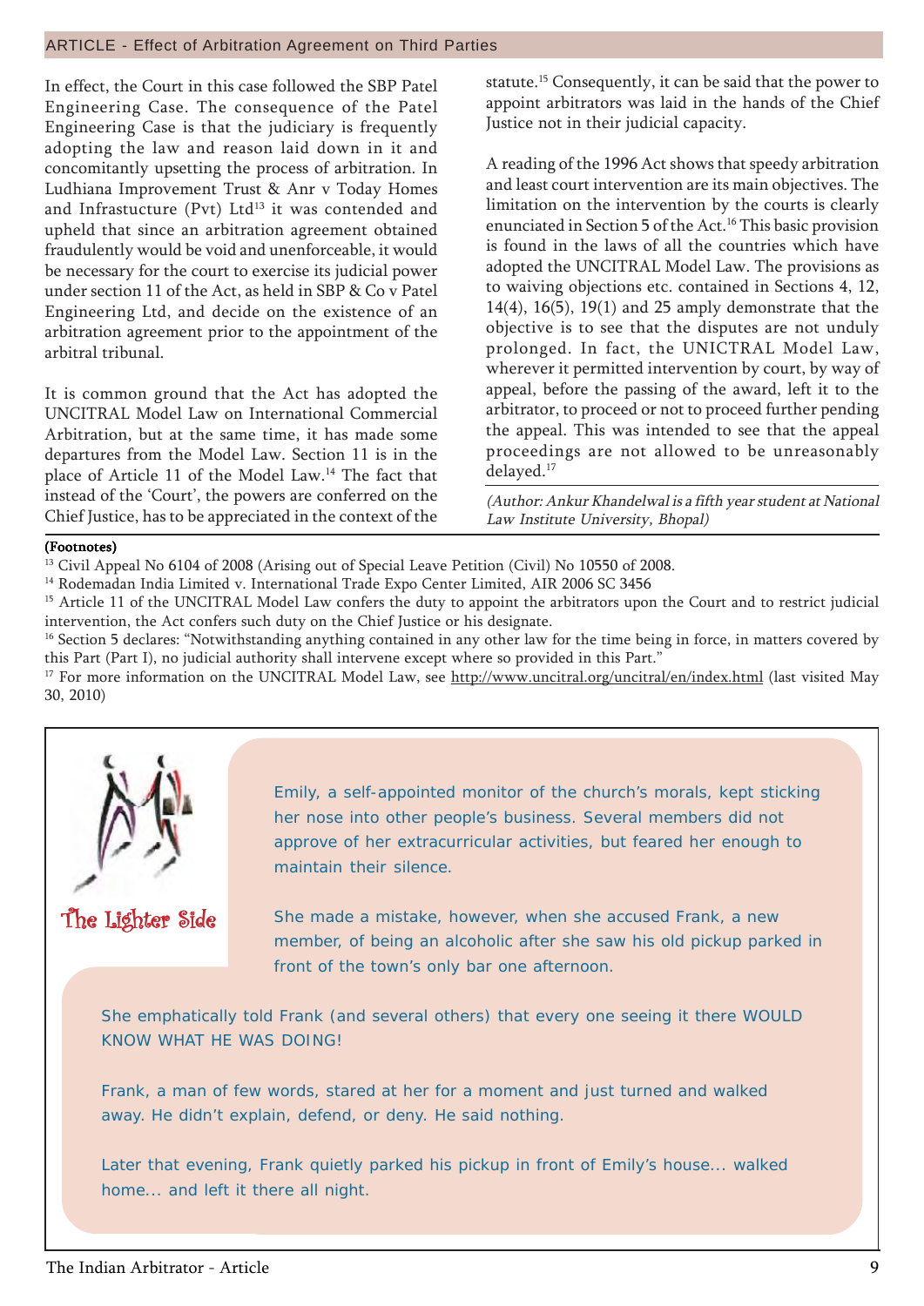In effect, the Court in this case followed the SBP Patel Engineering Case. The consequence of the Patel Engineering Case is that the judiciary is frequently adopting the law and reason laid down in it and concomitantly upsetting the process of arbitration. In Ludhiana Improvement Trust & Anr v Today Homes and Infrastucture (Pvt) Ltd[13] it was contended and upheld that since an arbitration agreement obtained fraudulently would be void and unenforceable, it would be necessary for the court to exercise its judicial power under section 11 of the Act, as held in SBP & Co v Patel Engineering Ltd, and decide on the existence of an arbitration agreement prior to the appointment of the arbitral tribunal.

It is common ground that the Act has adopted the UNCITRAL Model Law on International Commercial Arbitration, but at the same time, it has made some departures from the Model Law. Section 11 is in the place of Article 11 of the Model Law.[14] The fact that instead of the 'Court', the powers are conferred on the Chief Justice, has to be appreciated in the context of the statute.[15] Consequently, it can be said that the power to appoint arbitrators was laid in the hands of the Chief Justice not in their judicial capacity.

A reading of the 1996 Act shows that speedy arbitration and least court intervention are its main objectives. The limitation on the intervention by the courts is clearly enunciated in Section 5 of the Act.[16] This basic provision is found in the laws of all the countries which have adopted the UNCITRAL Model Law. The provisions as to waiving objections etc. contained in Sections 4, 12, 14(4), 16(5), 19(1) and 25 amply demonstrate that the objective is to see that the disputes are not unduly prolonged. In fact, the UNICTRAL Model Law, wherever it permitted intervention by court, by way of appeal, before the passing of the award, left it to the arbitrator, to proceed or not to proceed further pending the appeal. This was intended to see that the appeal proceedings are not allowed to be unreasonably delayed.[17]

*(Author: Ankur Khandelwal is a fifth year student at National Law Institute University, Bhopal)*

**(Footnotes)**

[13] Civil Appeal No 6104 of 2008 (Arising out of Special Leave Petition (Civil) No 10550 of 2008.

[14] Rodemadan India Limited v. International Trade Expo Center Limited, AIR 2006 SC 3456

[15] Article 11 of the UNCITRAL Model Law confers the duty to appoint the arbitrators upon the Court and to restrict judicial intervention, the Act confers such duty on the Chief Justice or his designate.

[16] Section 5 declares: "Notwithstanding anything contained in any other law for the time being in force, in matters covered by this Part (Part I), no judicial authority shall intervene except where so provided in this Part."

[17] For more information on the UNCITRAL Model Law, see http://www.uncitral.org/uncitral/en/index.html (last visited May 30, 2010)

## The Lighter Side

Emily, a self-appointed monitor of the church's morals, kept sticking her nose into other people's business. Several members did not approve of her extracurricular activities, but feared her enough to maintain their silence.

She made a mistake, however, when she accused Frank, a new member, of being an alcoholic after she saw his old pickup parked in front of the town's only bar one afternoon.

She emphatically told Frank (and several others) that every one seeing it there WOULD KNOW WHAT HE WAS DOING!

Frank, a man of few words, stared at her for a moment and just turned and walked away. He didn't explain, defend, or deny. He said nothing.

Later that evening, Frank quietly parked his pickup in front of Emily's house... walked home... and left it there all night.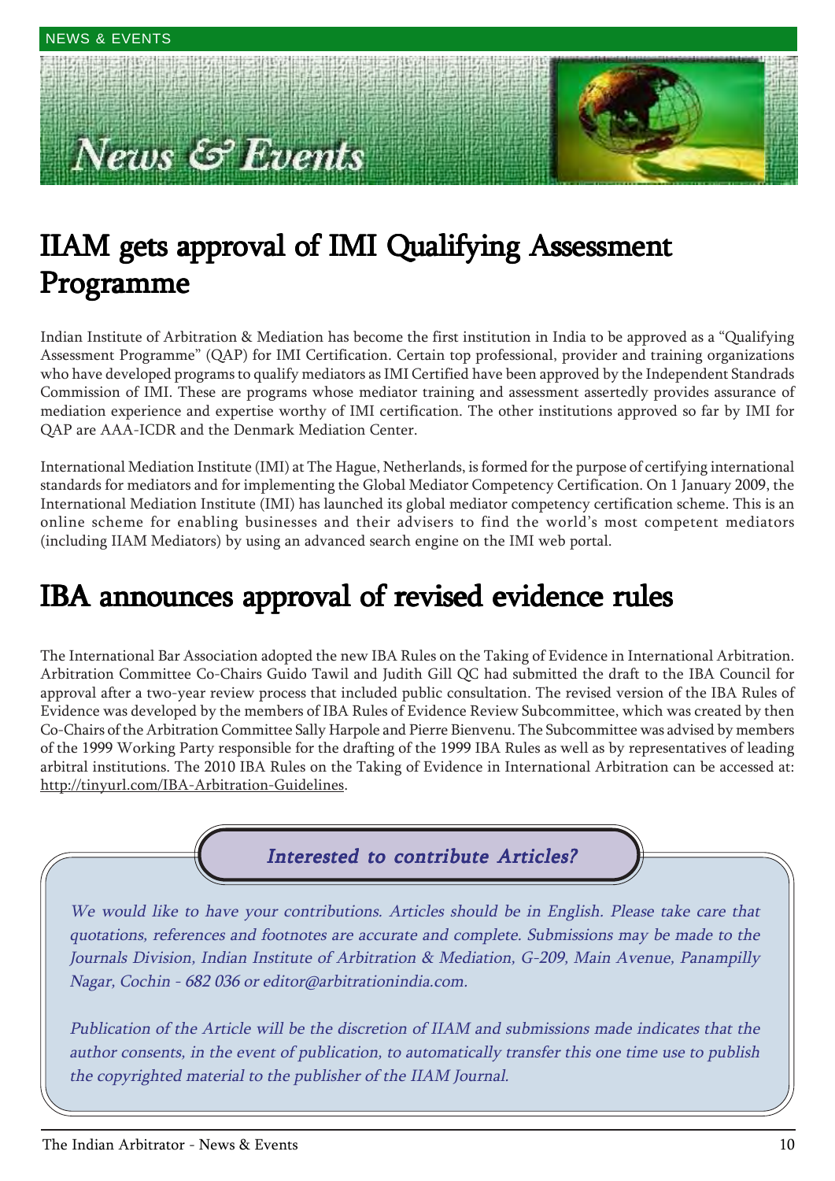# News & Events

## IIAM gets approval of IMI Qualifying Assessment Programme

Indian Institute of Arbitration & Mediation has become the first institution in India to be approved as a "Qualifying Assessment Programme" (QAP) for IMI Certification. Certain top professional, provider and training organizations who have developed programs to qualify mediators as IMI Certified have been approved by the Independent Standrads Commission of IMI. These are programs whose mediator training and assessment assertedly provides assurance of mediation experience and expertise worthy of IMI certification. The other institutions approved so far by IMI for QAP are AAA-ICDR and the Denmark Mediation Center.

International Mediation Institute (IMI) at The Hague, Netherlands, is formed for the purpose of certifying international standards for mediators and for implementing the Global Mediator Competency Certification. On 1 January 2009, the International Mediation Institute (IMI) has launched its global mediator competency certification scheme. This is an online scheme for enabling businesses and their advisers to find the world's most competent mediators (including IIAM Mediators) by using an advanced search engine on the IMI web portal.

## IBA announces approval of revised evidence rules

The International Bar Association adopted the new IBA Rules on the Taking of Evidence in International Arbitration. Arbitration Committee Co-Chairs Guido Tawil and Judith Gill QC had submitted the draft to the IBA Council for approval after a two-year review process that included public consultation. The revised version of the IBA Rules of Evidence was developed by the members of IBA Rules of Evidence Review Subcommittee, which was created by then Co-Chairs of the Arbitration Committee Sally Harpole and Pierre Bienvenu. The Subcommittee was advised by members of the 1999 Working Party responsible for the drafting of the 1999 IBA Rules as well as by representatives of leading arbitral institutions. The 2010 IBA Rules on the Taking of Evidence in International Arbitration can be accessed at: http://tinyurl.com/IBA-Arbitration-Guidelines.

### *Interested to contribute Articles?*

*We would like to have your contributions. Articles should be in English. Please take care that quotations, references and footnotes are accurate and complete. Submissions may be made to the Journals Division, Indian Institute of Arbitration & Mediation, G-209, Main Avenue, Panampilly Nagar, Cochin - 682 036 or editor@arbitrationindia.com.*

*Publication of the Article will be the discretion of IIAM and submissions made indicates that the author consents, in the event of publication, to automatically transfer this one time use to publish the copyrighted material to the publisher of the IIAM Journal.*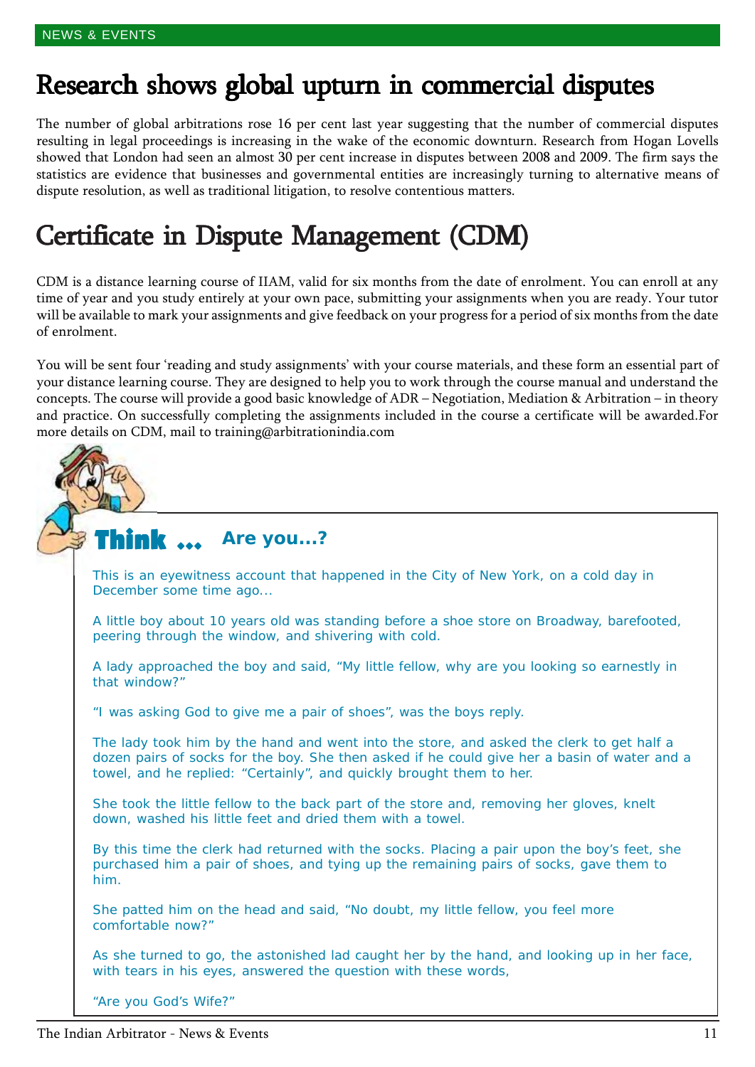# Research shows global upturn in commercial disputes

The number of global arbitrations rose 16 per cent last year suggesting that the number of commercial disputes resulting in legal proceedings is increasing in the wake of the economic downturn. Research from Hogan Lovells showed that London had seen an almost 30 per cent increase in disputes between 2008 and 2009. The firm says the statistics are evidence that businesses and governmental entities are increasingly turning to alternative means of dispute resolution, as well as traditional litigation, to resolve contentious matters.

# Certificate in Dispute Management (CDM)

CDM is a distance learning course of IIAM, valid for six months from the date of enrolment. You can enroll at any time of year and you study entirely at your own pace, submitting your assignments when you are ready. Your tutor will be available to mark your assignments and give feedback on your progress for a period of six months from the date of enrolment.

You will be sent four 'reading and study assignments' with your course materials, and these form an essential part of your distance learning course. They are designed to help you to work through the course manual and understand the concepts. The course will provide a good basic knowledge of ADR – Negotiation, Mediation & Arbitration – in theory and practice. On successfully completing the assignments included in the course a certificate will be awarded.For more details on CDM, mail to training@arbitrationindia.com

## Think ... Are you...?

This is an eyewitness account that happened in the City of New York, on a cold day in December some time ago...

A little boy about 10 years old was standing before a shoe store on Broadway, barefooted, peering through the window, and shivering with cold.

A lady approached the boy and said, "My little fellow, why are you looking so earnestly in that window?"

"I was asking God to give me a pair of shoes", was the boys reply.

The lady took him by the hand and went into the store, and asked the clerk to get half a dozen pairs of socks for the boy. She then asked if he could give her a basin of water and a towel, and he replied: "Certainly", and quickly brought them to her.

She took the little fellow to the back part of the store and, removing her gloves, knelt down, washed his little feet and dried them with a towel.

By this time the clerk had returned with the socks. Placing a pair upon the boy's feet, she purchased him a pair of shoes, and tying up the remaining pairs of socks, gave them to him.

She patted him on the head and said, "No doubt, my little fellow, you feel more comfortable now?"

As she turned to go, the astonished lad caught her by the hand, and looking up in her face, with tears in his eyes, answered the question with these words,

"Are you God's Wife?"